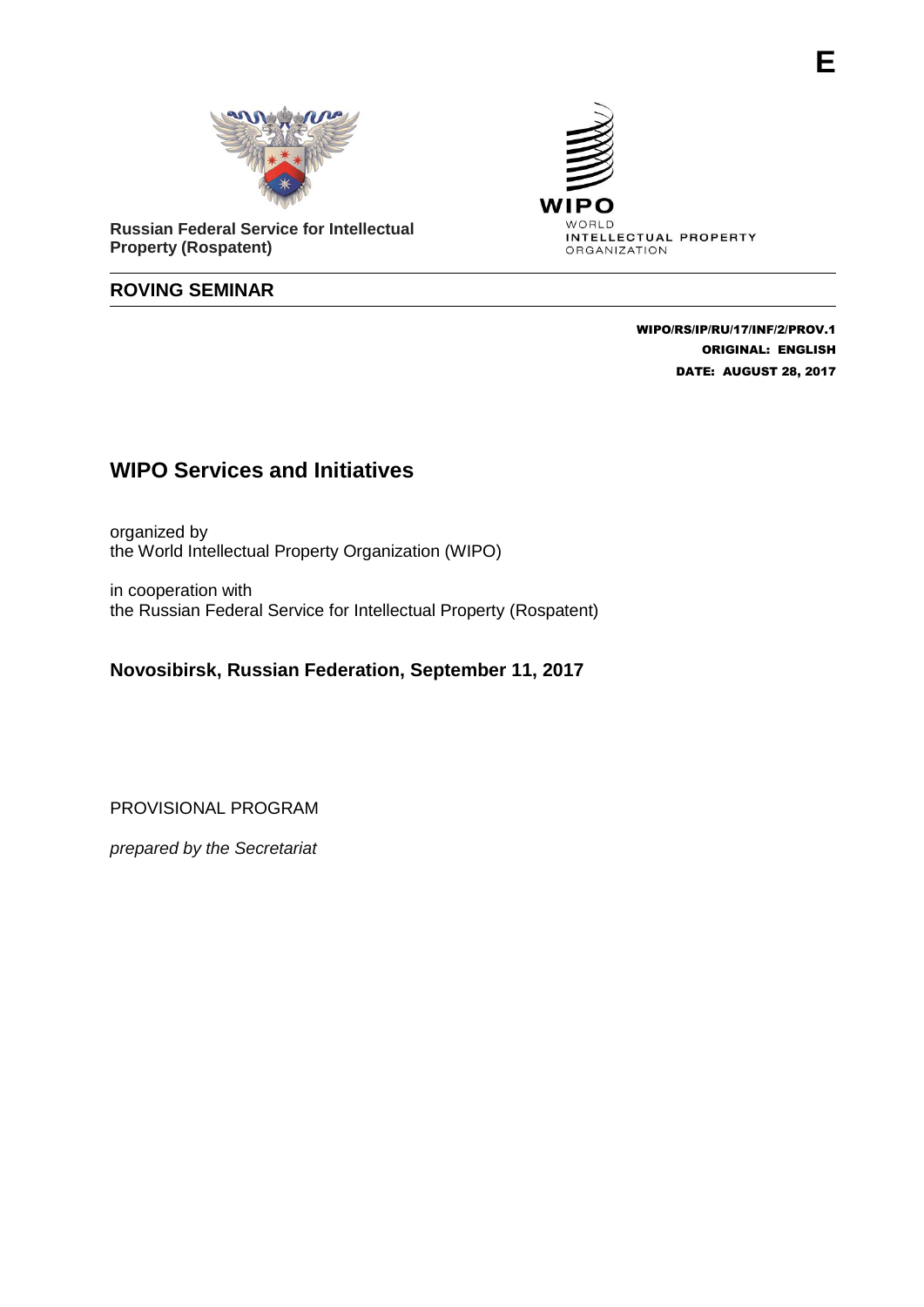E

**Russian Federal Service for Intellectual Property (Rospatent)**

WIPO
WORLD
INTELLECTUAL PROPERTY
ORGANIZATION

**ROVING SEMINAR**

**WIPO/RS/IP/RU/17/INF/2/PROV.1**
**ORIGINAL: ENGLISH**
**DATE: AUGUST 28, 2017**

# WIPO Services and Initiatives

organized by
the World Intellectual Property Organization (WIPO)

in cooperation with
the Russian Federal Service for Intellectual Property (Rospatent)

## Novosibirsk, Russian Federation, September 11, 2017

PROVISIONAL PROGRAM

*prepared by the Secretariat*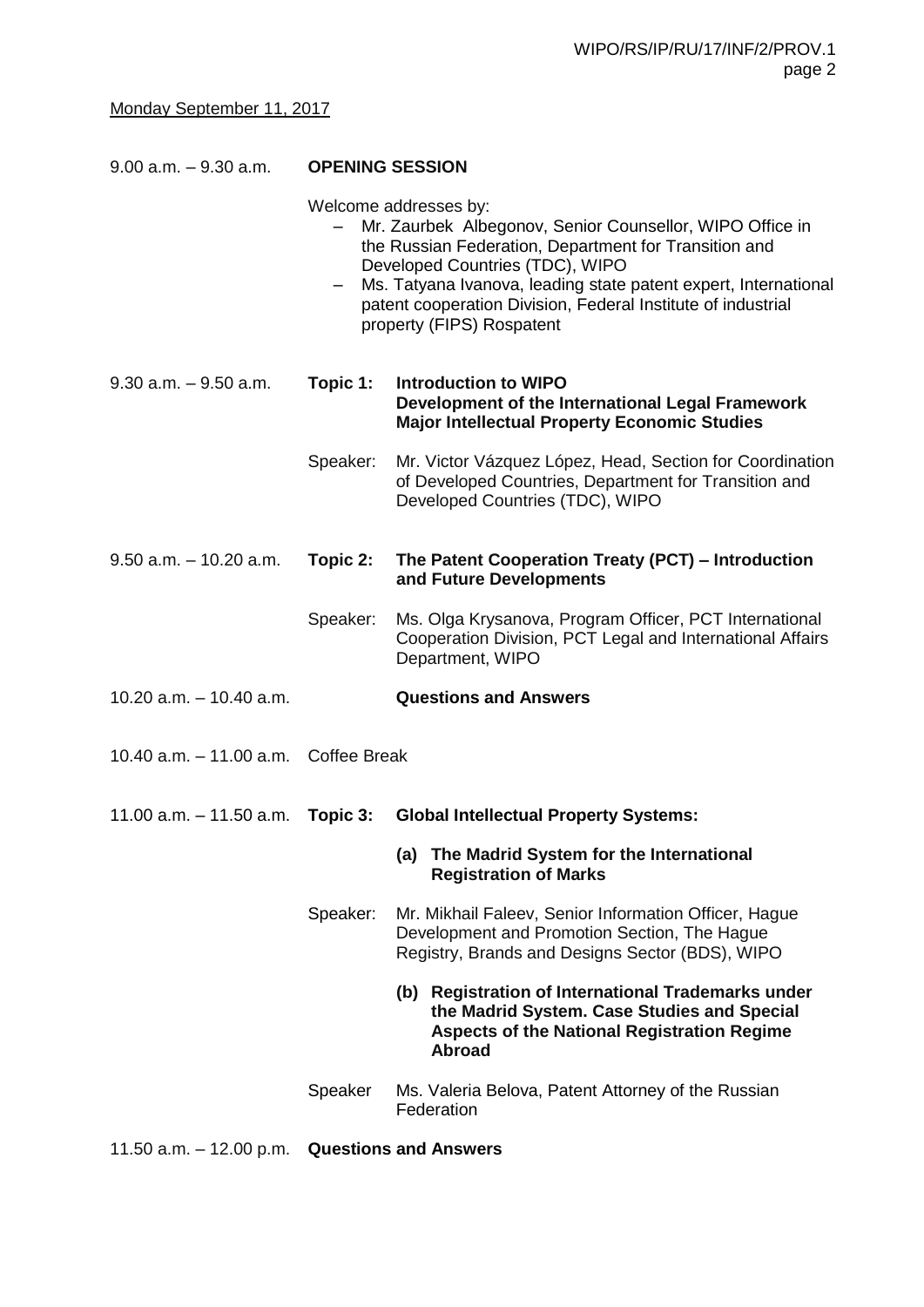Monday September 11, 2017

9.00 a.m. – 9.30 a.m. **OPENING SESSION**

Welcome addresses by:

- Mr. Zaurbek Albegonov, Senior Counsellor, WIPO Office in the Russian Federation, Department for Transition and Developed Countries (TDC), WIPO
- Ms. Tatyana Ivanova, leading state patent expert, International patent cooperation Division, Federal Institute of industrial property (FIPS) Rospatent

9.30 a.m. – 9.50 a.m. **Topic 1: Introduction to WIPO**
**Development of the International Legal Framework**
**Major Intellectual Property Economic Studies**

Speaker: Mr. Victor Vázquez López, Head, Section for Coordination of Developed Countries, Department for Transition and Developed Countries (TDC), WIPO

9.50 a.m. – 10.20 a.m. **Topic 2: The Patent Cooperation Treaty (PCT) – Introduction and Future Developments**

Speaker: Ms. Olga Krysanova, Program Officer, PCT International Cooperation Division, PCT Legal and International Affairs Department, WIPO

10.20 a.m. – 10.40 a.m. **Questions and Answers**

10.40 a.m. – 11.00 a.m. Coffee Break

11.00 a.m. – 11.50 a.m. **Topic 3: Global Intellectual Property Systems:**

**(a) The Madrid System for the International Registration of Marks**

Speaker: Mr. Mikhail Faleev, Senior Information Officer, Hague Development and Promotion Section, The Hague Registry, Brands and Designs Sector (BDS), WIPO

**(b) Registration of International Trademarks under the Madrid System. Case Studies and Special Aspects of the National Registration Regime Abroad**

Speaker Ms. Valeria Belova, Patent Attorney of the Russian Federation

11.50 a.m. – 12.00 p.m. **Questions and Answers**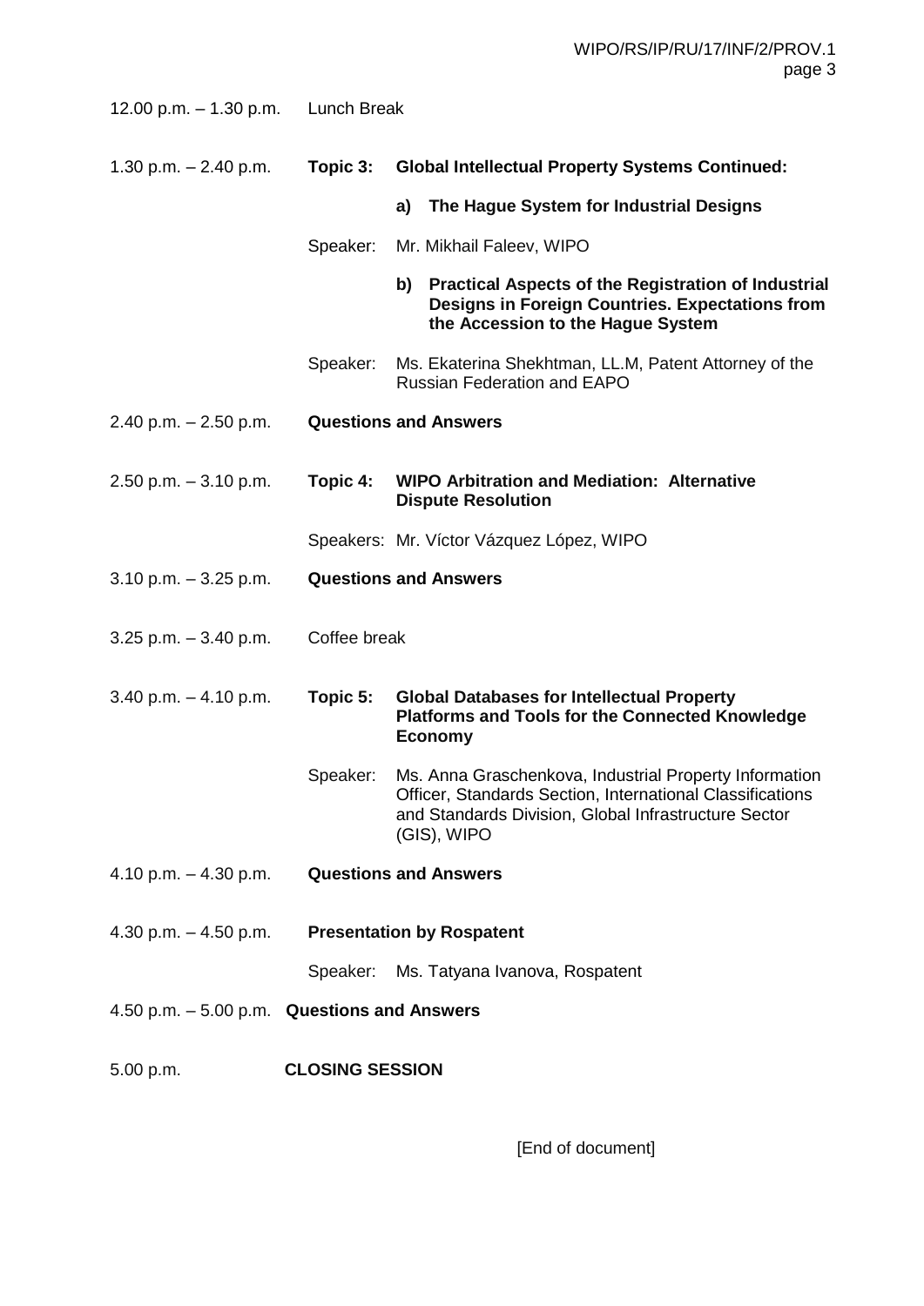12.00 p.m. – 1.30 p.m. Lunch Break

1.30 p.m. – 2.40 p.m. **Topic 3: Global Intellectual Property Systems Continued:**

**a) The Hague System for Industrial Designs**

Speaker: Mr. Mikhail Faleev, WIPO

**b) Practical Aspects of the Registration of Industrial Designs in Foreign Countries. Expectations from the Accession to the Hague System**

Speaker: Ms. Ekaterina Shekhtman, LL.M, Patent Attorney of the Russian Federation and EAPO

2.40 p.m. – 2.50 p.m. **Questions and Answers**

2.50 p.m. – 3.10 p.m. **Topic 4: WIPO Arbitration and Mediation: Alternative Dispute Resolution**

Speakers: Mr. Víctor Vázquez López, WIPO

3.10 p.m. – 3.25 p.m. **Questions and Answers**

3.25 p.m. – 3.40 p.m. Coffee break

3.40 p.m. – 4.10 p.m. **Topic 5: Global Databases for Intellectual Property Platforms and Tools for the Connected Knowledge Economy**

Speaker: Ms. Anna Graschenkova, Industrial Property Information Officer, Standards Section, International Classifications and Standards Division, Global Infrastructure Sector (GIS), WIPO

4.10 p.m. – 4.30 p.m. **Questions and Answers**

4.30 p.m. – 4.50 p.m. **Presentation by Rospatent**

Speaker: Ms. Tatyana Ivanova, Rospatent

4.50 p.m. – 5.00 p.m. **Questions and Answers**

5.00 p.m. **CLOSING SESSION**

[End of document]